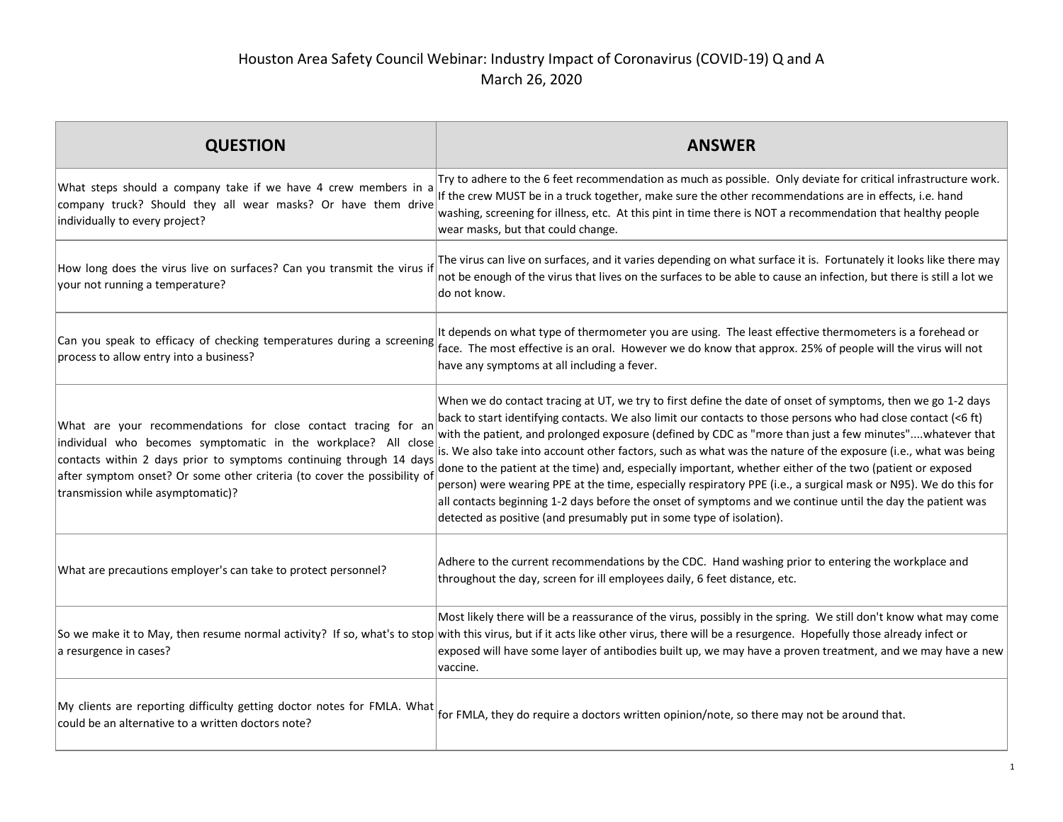# Houston Area Safety Council Webinar: Industry Impact of Coronavirus (COVID-19) Q and A

March 26, 2020

| QUESTION | ANSWER |
|---|---|
| What steps should a company take if we have 4 crew members in a company truck? Should they all wear masks? Or have them drive individually to every project? | Try to adhere to the 6 feet recommendation as much as possible. Only deviate for critical infrastructure work. If the crew MUST be in a truck together, make sure the other recommendations are in effects, i.e. hand washing, screening for illness, etc. At this pint in time there is NOT a recommendation that healthy people wear masks, but that could change. |
| How long does the virus live on surfaces? Can you transmit the virus if your not running a temperature? | The virus can live on surfaces, and it varies depending on what surface it is. Fortunately it looks like there may not be enough of the virus that lives on the surfaces to be able to cause an infection, but there is still a lot we do not know. |
| Can you speak to efficacy of checking temperatures during a screening process to allow entry into a business? | It depends on what type of thermometer you are using. The least effective thermometers is a forehead or face. The most effective is an oral. However we do know that approx. 25% of people will the virus will not have any symptoms at all including a fever. |
| What are your recommendations for close contact tracing for an individual who becomes symptomatic in the workplace? All close contacts within 2 days prior to symptoms continuing through 14 days after symptom onset? Or some other criteria (to cover the possibility of transmission while asymptomatic)? | When we do contact tracing at UT, we try to first define the date of onset of symptoms, then we go 1-2 days back to start identifying contacts. We also limit our contacts to those persons who had close contact (<6 ft) with the patient, and prolonged exposure (defined by CDC as "more than just a few minutes"....whatever that is. We also take into account other factors, such as what was the nature of the exposure (i.e., what was being done to the patient at the time) and, especially important, whether either of the two (patient or exposed person) were wearing PPE at the time, especially respiratory PPE (i.e., a surgical mask or N95). We do this for all contacts beginning 1-2 days before the onset of symptoms and we continue until the day the patient was detected as positive (and presumably put in some type of isolation). |
| What are precautions employer's can take to protect personnel? | Adhere to the current recommendations by the CDC. Hand washing prior to entering the workplace and throughout the day, screen for ill employees daily, 6 feet distance, etc. |
| So we make it to May, then resume normal activity? If so, what's to stop a resurgence in cases? | Most likely there will be a reassurance of the virus, possibly in the spring. We still don't know what may come with this virus, but if it acts like other virus, there will be a resurgence. Hopefully those already infect or exposed will have some layer of antibodies built up, we may have a proven treatment, and we may have a new vaccine. |
| My clients are reporting difficulty getting doctor notes for FMLA. What could be an alternative to a written doctors note? | for FMLA, they do require a doctors written opinion/note, so there may not be around that. |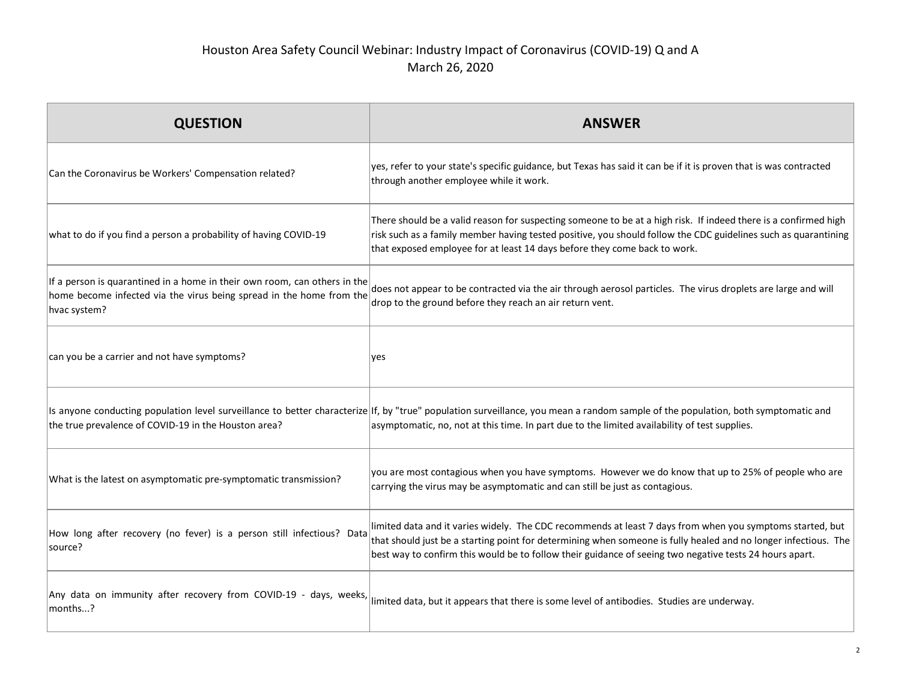Houston Area Safety Council Webinar: Industry Impact of Coronavirus (COVID-19) Q and A
March 26, 2020

| QUESTION | ANSWER |
| --- | --- |
| Can the Coronavirus be Workers' Compensation related? | yes, refer to your state's specific guidance, but Texas has said it can be if it is proven that is was contracted through another employee while it work. |
| what to do if you find a person a probability of having COVID-19 | There should be a valid reason for suspecting someone to be at a high risk. If indeed there is a confirmed high risk such as a family member having tested positive, you should follow the CDC guidelines such as quarantining that exposed employee for at least 14 days before they come back to work. |
| If a person is quarantined in a home in their own room, can others in the home become infected via the virus being spread in the home from the hvac system? | does not appear to be contracted via the air through aerosol particles. The virus droplets are large and will drop to the ground before they reach an air return vent. |
| can you be a carrier and not have symptoms? | yes |
| Is anyone conducting population level surveillance to better characterize the true prevalence of COVID-19 in the Houston area? | If, by "true" population surveillance, you mean a random sample of the population, both symptomatic and asymptomatic, no, not at this time. In part due to the limited availability of test supplies. |
| What is the latest on asymptomatic pre-symptomatic transmission? | you are most contagious when you have symptoms. However we do know that up to 25% of people who are carrying the virus may be asymptomatic and can still be just as contagious. |
| How long after recovery (no fever) is a person still infectious? Data source? | limited data and it varies widely. The CDC recommends at least 7 days from when you symptoms started, but that should just be a starting point for determining when someone is fully healed and no longer infectious. The best way to confirm this would be to follow their guidance of seeing two negative tests 24 hours apart. |
| Any data on immunity after recovery from COVID-19 - days, weeks, months...? | limited data, but it appears that there is some level of antibodies. Studies are underway. |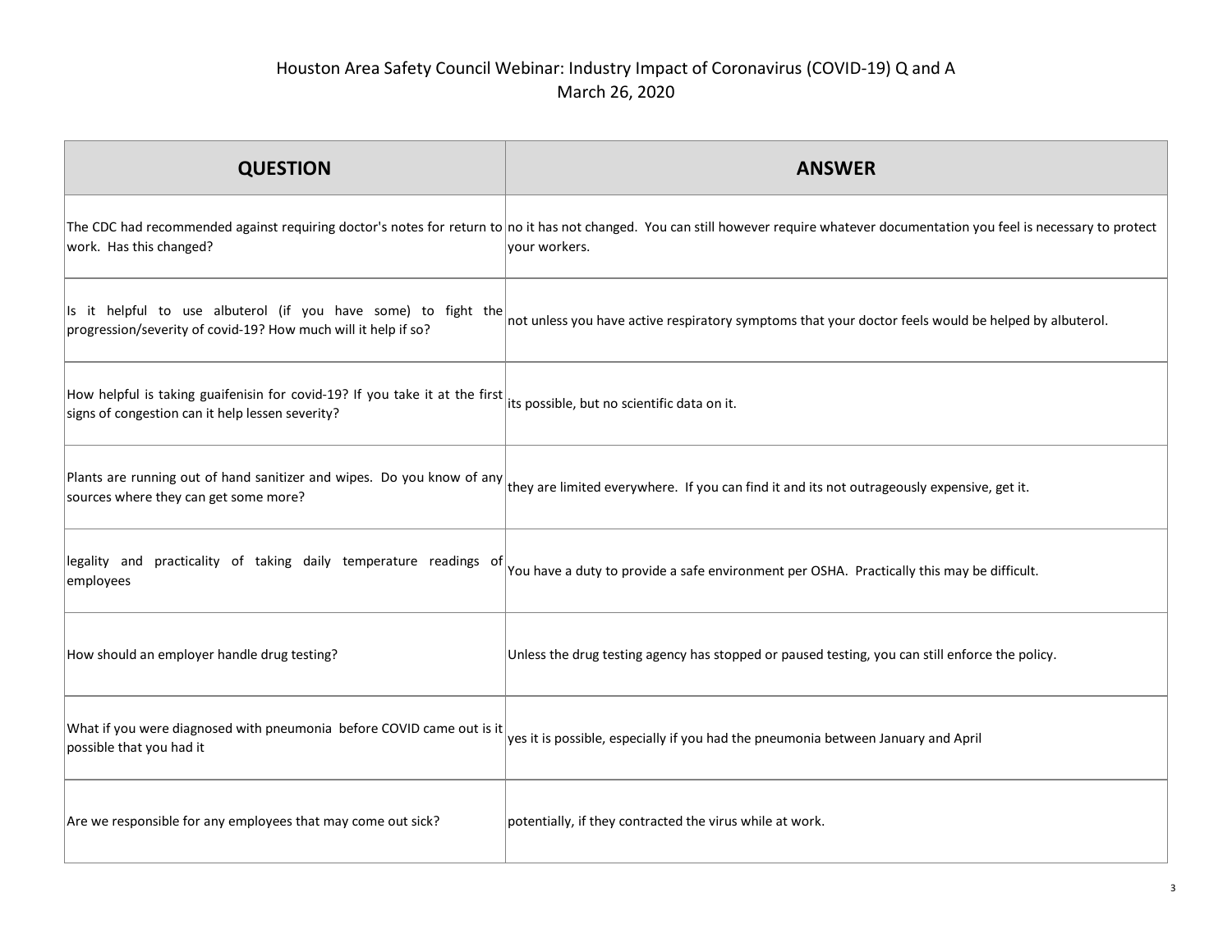# Houston Area Safety Council Webinar: Industry Impact of Coronavirus (COVID-19) Q and A

March 26, 2020

| QUESTION | ANSWER |
| --- | --- |
| The CDC had recommended against requiring doctor's notes for return to work. Has this changed? | no it has not changed. You can still however require whatever documentation you feel is necessary to protect your workers. |
| Is it helpful to use albuterol (if you have some) to fight the progression/severity of covid-19? How much will it help if so? | not unless you have active respiratory symptoms that your doctor feels would be helped by albuterol. |
| How helpful is taking guaifenisin for covid-19? If you take it at the first signs of congestion can it help lessen severity? | its possible, but no scientific data on it. |
| Plants are running out of hand sanitizer and wipes. Do you know of any sources where they can get some more? | they are limited everywhere. If you can find it and its not outrageously expensive, get it. |
| legality and practicality of taking daily temperature readings of employees | You have a duty to provide a safe environment per OSHA. Practically this may be difficult. |
| How should an employer handle drug testing? | Unless the drug testing agency has stopped or paused testing, you can still enforce the policy. |
| What if you were diagnosed with pneumonia before COVID came out is it possible that you had it | yes it is possible, especially if you had the pneumonia between January and April |
| Are we responsible for any employees that may come out sick? | potentially, if they contracted the virus while at work. |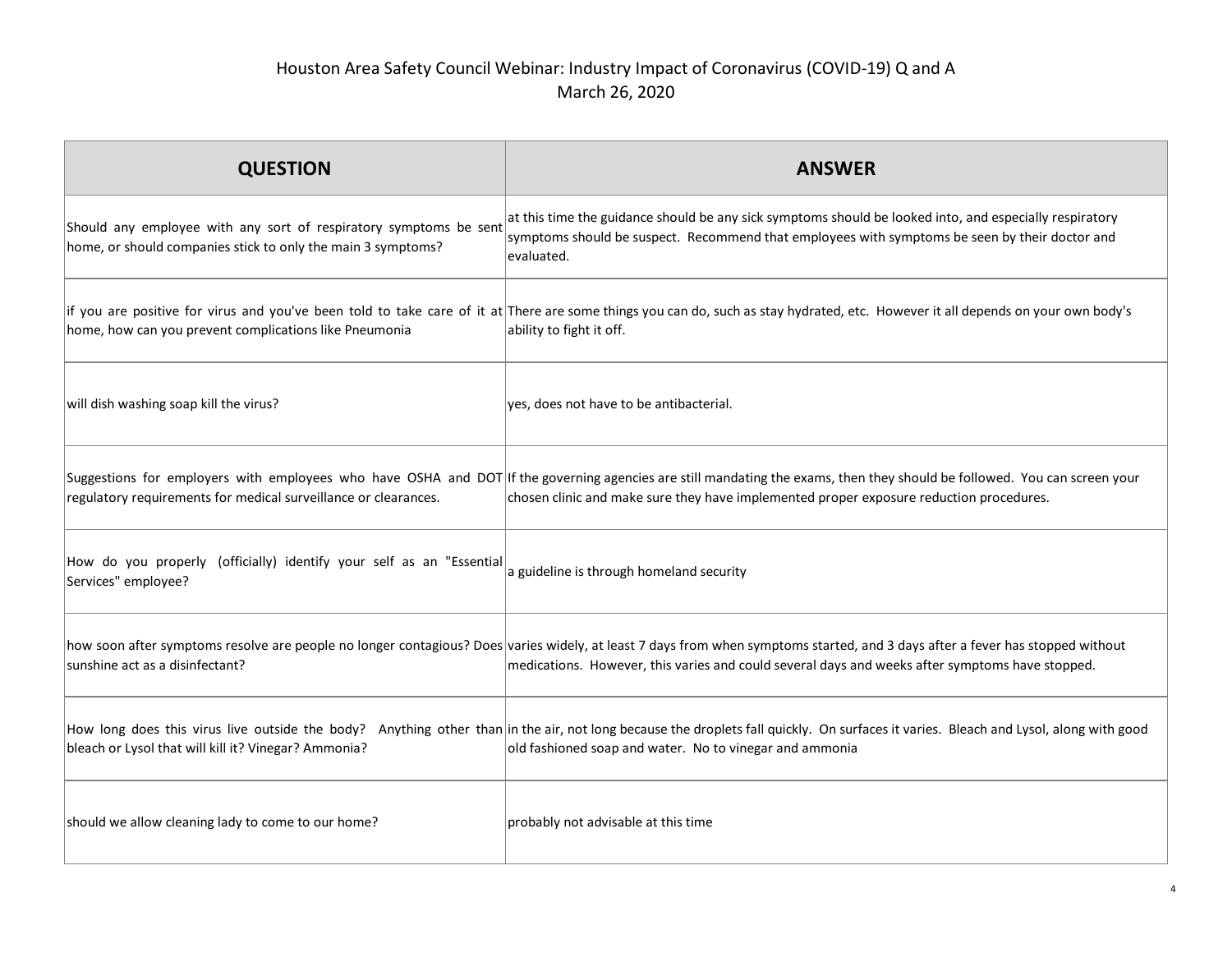# Houston Area Safety Council Webinar: Industry Impact of Coronavirus (COVID-19) Q and A
March 26, 2020

| QUESTION | ANSWER |
| --- | --- |
| Should any employee with any sort of respiratory symptoms be sent home, or should companies stick to only the main 3 symptoms? | at this time the guidance should be any sick symptoms should be looked into, and especially respiratory symptoms should be suspect. Recommend that employees with symptoms be seen by their doctor and evaluated. |
| if you are positive for virus and you've been told to take care of it at home, how can you prevent complications like Pneumonia | There are some things you can do, such as stay hydrated, etc. However it all depends on your own body's ability to fight it off. |
| will dish washing soap kill the virus? | yes, does not have to be antibacterial. |
| Suggestions for employers with employees who have OSHA and DOT regulatory requirements for medical surveillance or clearances. | If the governing agencies are still mandating the exams, then they should be followed. You can screen your chosen clinic and make sure they have implemented proper exposure reduction procedures. |
| How do you properly (officially) identify your self as an "Essential Services" employee? | a guideline is through homeland security |
| how soon after symptoms resolve are people no longer contagious? Does sunshine act as a disinfectant? | varies widely, at least 7 days from when symptoms started, and 3 days after a fever has stopped without medications. However, this varies and could several days and weeks after symptoms have stopped. |
| How long does this virus live outside the body? Anything other than bleach or Lysol that will kill it? Vinegar? Ammonia? | in the air, not long because the droplets fall quickly. On surfaces it varies. Bleach and Lysol, along with good old fashioned soap and water. No to vinegar and ammonia |
| should we allow cleaning lady to come to our home? | probably not advisable at this time |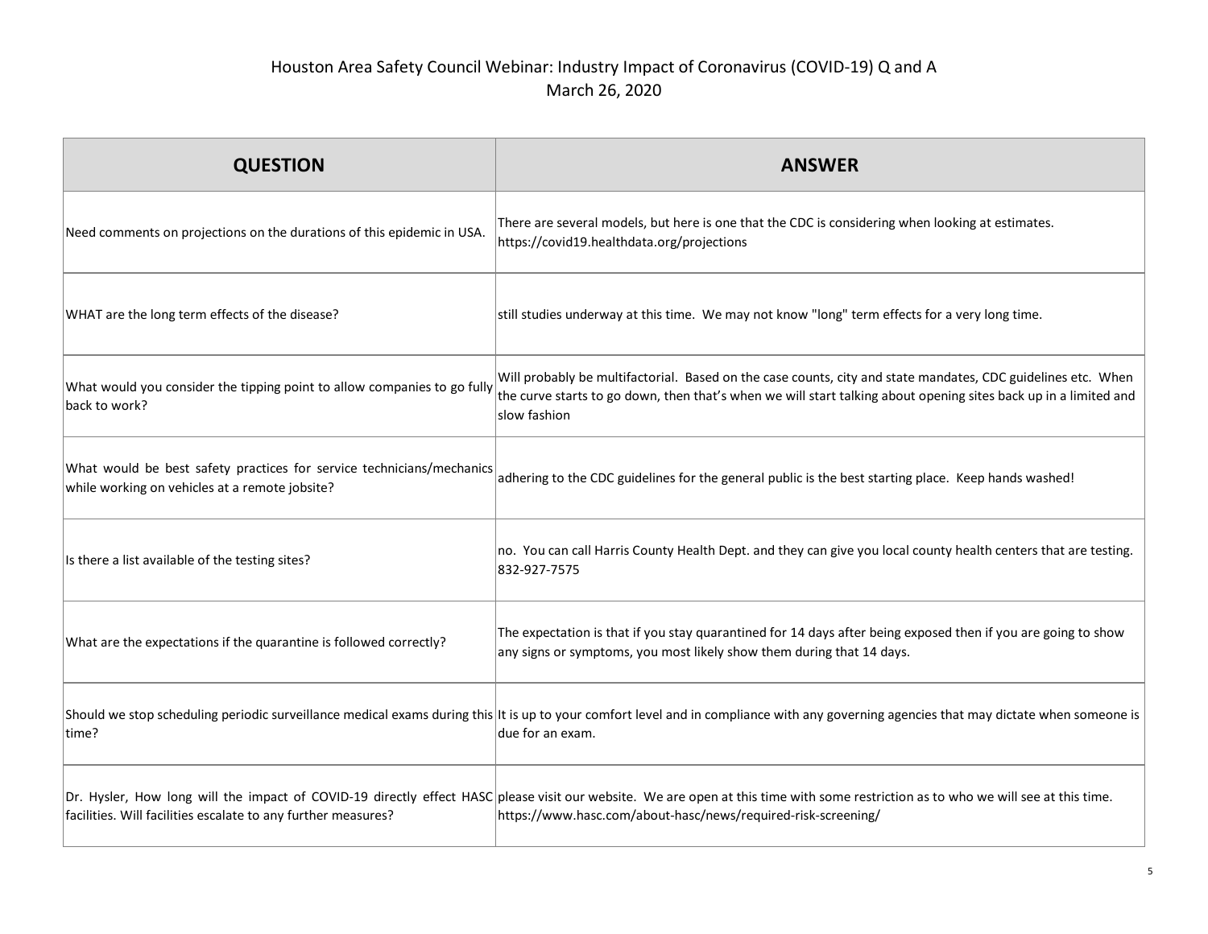Houston Area Safety Council Webinar: Industry Impact of Coronavirus (COVID-19) Q and A
March 26, 2020

| QUESTION | ANSWER |
|---|---|
| Need comments on projections on the durations of this epidemic in USA. | There are several models, but here is one that the CDC is considering when looking at estimates. https://covid19.healthdata.org/projections |
| WHAT are the long term effects of the disease? | still studies underway at this time. We may not know "long" term effects for a very long time. |
| What would you consider the tipping point to allow companies to go fully back to work? | Will probably be multifactorial. Based on the case counts, city and state mandates, CDC guidelines etc. When the curve starts to go down, then that's when we will start talking about opening sites back up in a limited and slow fashion |
| What would be best safety practices for service technicians/mechanics while working on vehicles at a remote jobsite? | adhering to the CDC guidelines for the general public is the best starting place. Keep hands washed! |
| Is there a list available of the testing sites? | no. You can call Harris County Health Dept. and they can give you local county health centers that are testing. 832-927-7575 |
| What are the expectations if the quarantine is followed correctly? | The expectation is that if you stay quarantined for 14 days after being exposed then if you are going to show any signs or symptoms, you most likely show them during that 14 days. |
| Should we stop scheduling periodic surveillance medical exams during this time? | It is up to your comfort level and in compliance with any governing agencies that may dictate when someone is due for an exam. |
| Dr. Hysler, How long will the impact of COVID-19 directly effect HASC facilities. Will facilities escalate to any further measures? | please visit our website. We are open at this time with some restriction as to who we will see at this time. https://www.hasc.com/about-hasc/news/required-risk-screening/ |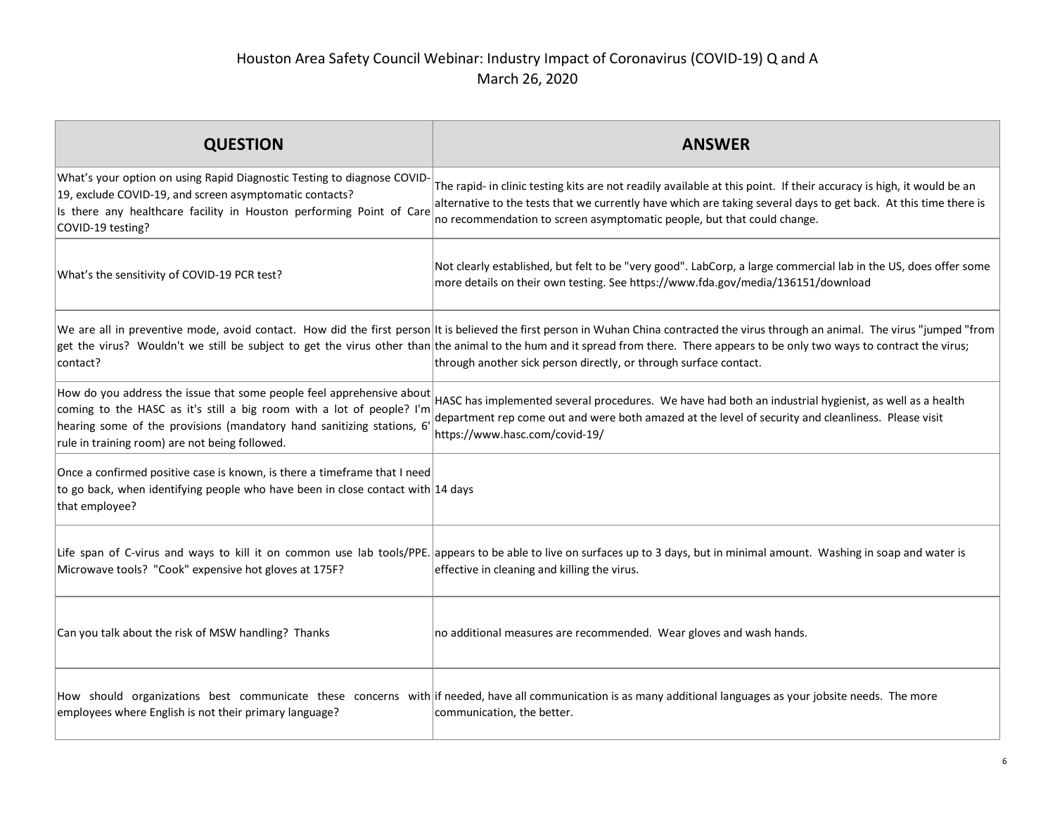# Houston Area Safety Council Webinar: Industry Impact of Coronavirus (COVID-19) Q and A
March 26, 2020

| QUESTION | ANSWER |
|---|---|
| What's your option on using Rapid Diagnostic Testing to diagnose COVID-19, exclude COVID-19, and screen asymptomatic contacts?<br>Is there any healthcare facility in Houston performing Point of Care COVID-19 testing? | The rapid- in clinic testing kits are not readily available at this point. If their accuracy is high, it would be an alternative to the tests that we currently have which are taking several days to get back. At this time there is no recommendation to screen asymptomatic people, but that could change. |
| What's the sensitivity of COVID-19 PCR test? | Not clearly established, but felt to be "very good". LabCorp, a large commercial lab in the US, does offer some more details on their own testing. See https://www.fda.gov/media/136151/download |
| We are all in preventive mode, avoid contact. How did the first person get the virus? Wouldn't we still be subject to get the virus other than contact? | It is believed the first person in Wuhan China contracted the virus through an animal. The virus "jumped "from the animal to the hum and it spread from there. There appears to be only two ways to contract the virus; through another sick person directly, or through surface contact. |
| How do you address the issue that some people feel apprehensive about coming to the HASC as it's still a big room with a lot of people? I'm hearing some of the provisions (mandatory hand sanitizing stations, 6' rule in training room) are not being followed. | HASC has implemented several procedures. We have had both an industrial hygienist, as well as a health department rep come out and were both amazed at the level of security and cleanliness. Please visit https://www.hasc.com/covid-19/ |
| Once a confirmed positive case is known, is there a timeframe that I need to go back, when identifying people who have been in close contact with that employee? | 14 days |
| Life span of C-virus and ways to kill it on common use lab tools/PPE. Microwave tools? "Cook" expensive hot gloves at 175F? | appears to be able to live on surfaces up to 3 days, but in minimal amount. Washing in soap and water is effective in cleaning and killing the virus. |
| Can you talk about the risk of MSW handling? Thanks | no additional measures are recommended. Wear gloves and wash hands. |
| How should organizations best communicate these concerns with employees where English is not their primary language? | if needed, have all communication is as many additional languages as your jobsite needs. The more communication, the better. |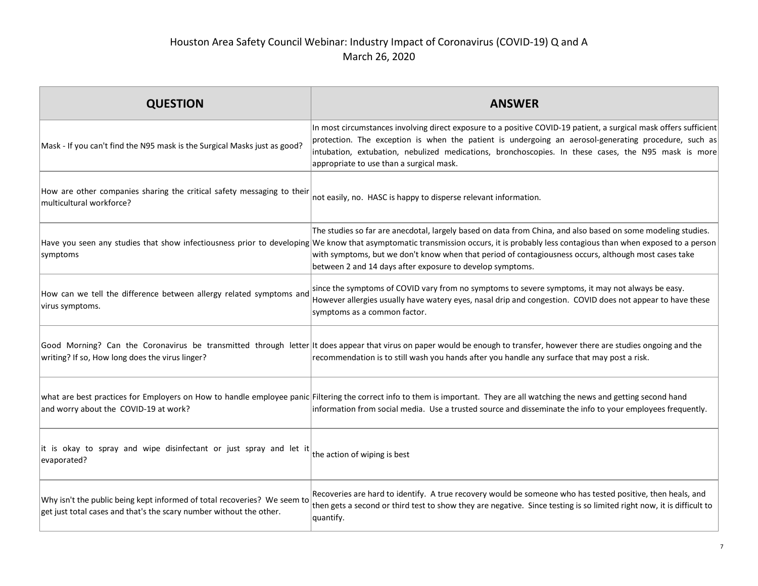# Houston Area Safety Council Webinar: Industry Impact of Coronavirus (COVID-19) Q and A
March 26, 2020

| QUESTION | ANSWER |
|---|---|
| Mask - If you can't find the N95 mask is the Surgical Masks just as good? | In most circumstances involving direct exposure to a positive COVID-19 patient, a surgical mask offers sufficient protection. The exception is when the patient is undergoing an aerosol-generating procedure, such as intubation, extubation, nebulized medications, bronchoscopies. In these cases, the N95 mask is more appropriate to use than a surgical mask. |
| How are other companies sharing the critical safety messaging to their multicultural workforce? | not easily, no. HASC is happy to disperse relevant information. |
| Have you seen any studies that show infectiousness prior to developing symptoms | The studies so far are anecdotal, largely based on data from China, and also based on some modeling studies. We know that asymptomatic transmission occurs, it is probably less contagious than when exposed to a person with symptoms, but we don't know when that period of contagiousness occurs, although most cases take between 2 and 14 days after exposure to develop symptoms. |
| How can we tell the difference between allergy related symptoms and virus symptoms. | since the symptoms of COVID vary from no symptoms to severe symptoms, it may not always be easy. However allergies usually have watery eyes, nasal drip and congestion. COVID does not appear to have these symptoms as a common factor. |
| Good Morning? Can the Coronavirus be transmitted through letter writing? If so, How long does the virus linger? | It does appear that virus on paper would be enough to transfer, however there are studies ongoing and the recommendation is to still wash you hands after you handle any surface that may post a risk. |
| what are best practices for Employers on How to handle employee panic and worry about the COVID-19 at work? | Filtering the correct info to them is important. They are all watching the news and getting second hand information from social media. Use a trusted source and disseminate the info to your employees frequently. |
| it is okay to spray and wipe disinfectant or just spray and let it evaporated? | the action of wiping is best |
| Why isn't the public being kept informed of total recoveries? We seem to get just total cases and that's the scary number without the other. | Recoveries are hard to identify. A true recovery would be someone who has tested positive, then heals, and then gets a second or third test to show they are negative. Since testing is so limited right now, it is difficult to quantify. |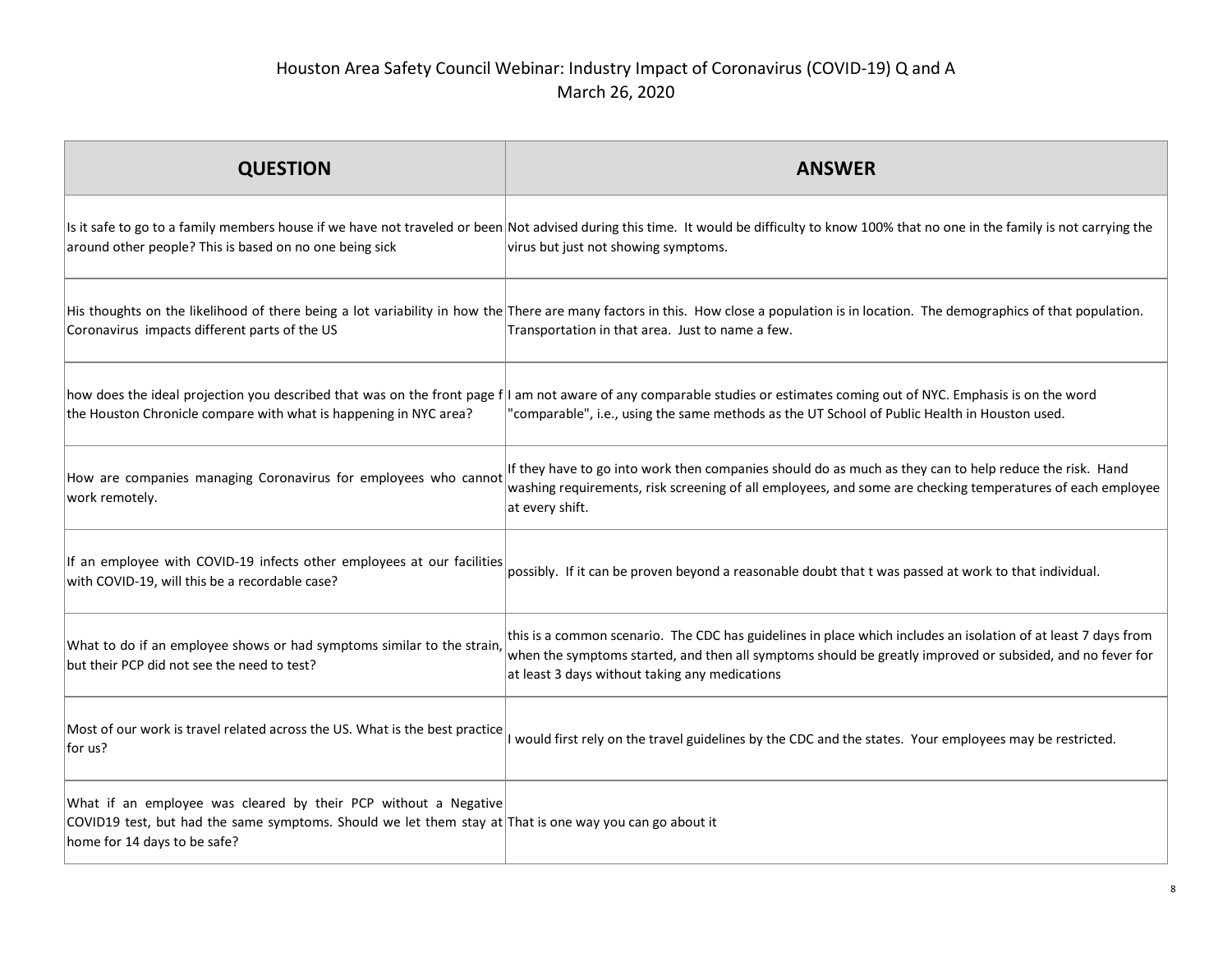Houston Area Safety Council Webinar: Industry Impact of Coronavirus (COVID-19) Q and A
March 26, 2020

| QUESTION | ANSWER |
| --- | --- |
| Is it safe to go to a family members house if we have not traveled or been around other people? This is based on no one being sick | Not advised during this time. It would be difficulty to know 100% that no one in the family is not carrying the virus but just not showing symptoms. |
| His thoughts on the likelihood of there being a lot variability in how the Coronavirus impacts different parts of the US | There are many factors in this. How close a population is in location. The demographics of that population. Transportation in that area. Just to name a few. |
| how does the ideal projection you described that was on the front page f the Houston Chronicle compare with what is happening in NYC area? | I am not aware of any comparable studies or estimates coming out of NYC. Emphasis is on the word "comparable", i.e., using the same methods as the UT School of Public Health in Houston used. |
| How are companies managing Coronavirus for employees who cannot work remotely. | If they have to go into work then companies should do as much as they can to help reduce the risk. Hand washing requirements, risk screening of all employees, and some are checking temperatures of each employee at every shift. |
| If an employee with COVID-19 infects other employees at our facilities with COVID-19, will this be a recordable case? | possibly. If it can be proven beyond a reasonable doubt that t was passed at work to that individual. |
| What to do if an employee shows or had symptoms similar to the strain, but their PCP did not see the need to test? | this is a common scenario. The CDC has guidelines in place which includes an isolation of at least 7 days from when the symptoms started, and then all symptoms should be greatly improved or subsided, and no fever for at least 3 days without taking any medications |
| Most of our work is travel related across the US. What is the best practice for us? | I would first rely on the travel guidelines by the CDC and the states. Your employees may be restricted. |
| What if an employee was cleared by their PCP without a Negative COVID19 test, but had the same symptoms. Should we let them stay at home for 14 days to be safe? | That is one way you can go about it |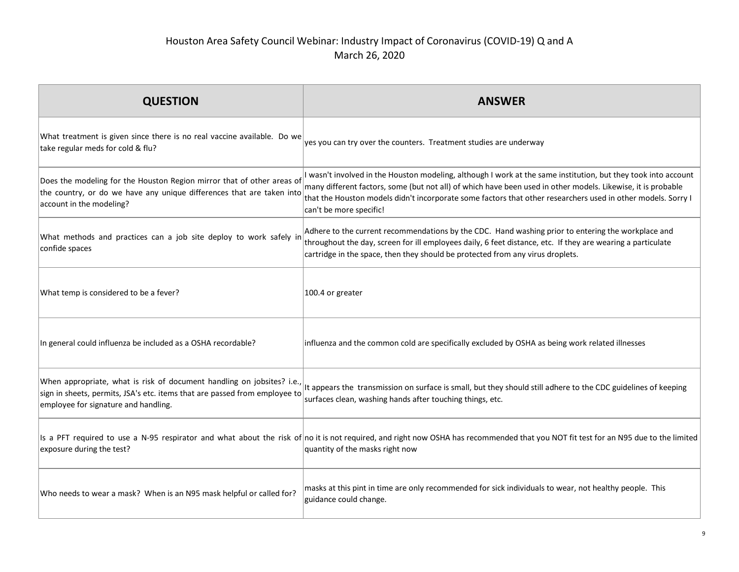# Houston Area Safety Council Webinar: Industry Impact of Coronavirus (COVID-19) Q and A
March 26, 2020

| QUESTION | ANSWER |
|---|---|
| What treatment is given since there is no real vaccine available. Do we take regular meds for cold & flu? | yes you can try over the counters. Treatment studies are underway |
| Does the modeling for the Houston Region mirror that of other areas of the country, or do we have any unique differences that are taken into account in the modeling? | I wasn't involved in the Houston modeling, although I work at the same institution, but they took into account many different factors, some (but not all) of which have been used in other models. Likewise, it is probable that the Houston models didn't incorporate some factors that other researchers used in other models. Sorry I can't be more specific! |
| What methods and practices can a job site deploy to work safely in confide spaces | Adhere to the current recommendations by the CDC. Hand washing prior to entering the workplace and throughout the day, screen for ill employees daily, 6 feet distance, etc. If they are wearing a particulate cartridge in the space, then they should be protected from any virus droplets. |
| What temp is considered to be a fever? | 100.4 or greater |
| In general could influenza be included as a OSHA recordable? | influenza and the common cold are specifically excluded by OSHA as being work related illnesses |
| When appropriate, what is risk of document handling on jobsites? i.e., sign in sheets, permits, JSA's etc. items that are passed from employee to employee for signature and handling. | It appears the transmission on surface is small, but they should still adhere to the CDC guidelines of keeping surfaces clean, washing hands after touching things, etc. |
| Is a PFT required to use a N-95 respirator and what about the risk of exposure during the test? | no it is not required, and right now OSHA has recommended that you NOT fit test for an N95 due to the limited quantity of the masks right now |
| Who needs to wear a mask? When is an N95 mask helpful or called for? | masks at this pint in time are only recommended for sick individuals to wear, not healthy people. This guidance could change. |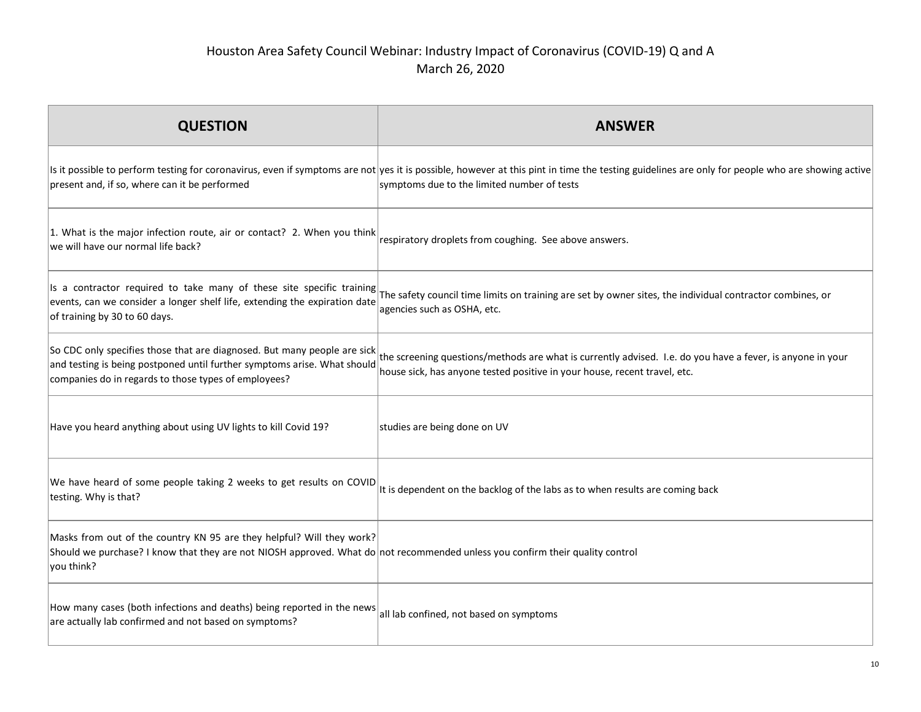Houston Area Safety Council Webinar: Industry Impact of Coronavirus (COVID-19) Q and A
March 26, 2020

| QUESTION | ANSWER |
| --- | --- |
| Is it possible to perform testing for coronavirus, even if symptoms are not present and, if so, where can it be performed | yes it is possible, however at this pint in time the testing guidelines are only for people who are showing active symptoms due to the limited number of tests |
| 1. What is the major infection route, air or contact? 2. When you think we will have our normal life back? | respiratory droplets from coughing. See above answers. |
| Is a contractor required to take many of these site specific training events, can we consider a longer shelf life, extending the expiration date of training by 30 to 60 days. | The safety council time limits on training are set by owner sites, the individual contractor combines, or agencies such as OSHA, etc. |
| So CDC only specifies those that are diagnosed. But many people are sick and testing is being postponed until further symptoms arise. What should companies do in regards to those types of employees? | the screening questions/methods are what is currently advised. I.e. do you have a fever, is anyone in your house sick, has anyone tested positive in your house, recent travel, etc. |
| Have you heard anything about using UV lights to kill Covid 19? | studies are being done on UV |
| We have heard of some people taking 2 weeks to get results on COVID testing. Why is that? | It is dependent on the backlog of the labs as to when results are coming back |
| Masks from out of the country KN 95 are they helpful? Will they work? Should we purchase? I know that they are not NIOSH approved. What do you think? | not recommended unless you confirm their quality control |
| How many cases (both infections and deaths) being reported in the news are actually lab confirmed and not based on symptoms? | all lab confined, not based on symptoms |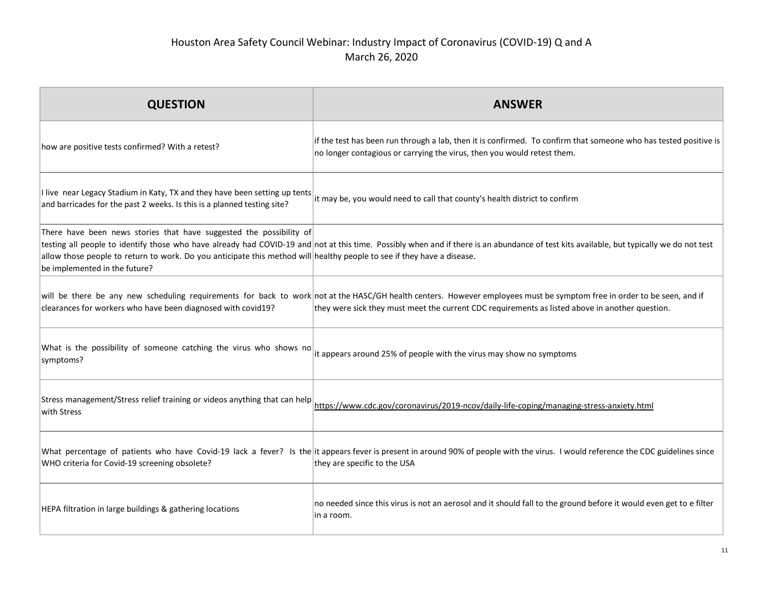Houston Area Safety Council Webinar: Industry Impact of Coronavirus (COVID-19) Q and A
March 26, 2020

| QUESTION | ANSWER |
| --- | --- |
| how are positive tests confirmed? With a retest? | if the test has been run through a lab, then it is confirmed. To confirm that someone who has tested positive is no longer contagious or carrying the virus, then you would retest them. |
| I live near Legacy Stadium in Katy, TX and they have been setting up tents and barricades for the past 2 weeks. Is this is a planned testing site? | it may be, you would need to call that county's health district to confirm |
| There have been news stories that have suggested the possibility of testing all people to identify those who have already had COVID-19 and allow those people to return to work. Do you anticipate this method will be implemented in the future? | not at this time. Possibly when and if there is an abundance of test kits available, but typically we do not test healthy people to see if they have a disease. |
| will be there be any new scheduling requirements for back to work clearances for workers who have been diagnosed with covid19? | not at the HASC/GH health centers. However employees must be symptom free in order to be seen, and if they were sick they must meet the current CDC requirements as listed above in another question. |
| What is the possibility of someone catching the virus who shows no symptoms? | it appears around 25% of people with the virus may show no symptoms |
| Stress management/Stress relief training or videos anything that can help with Stress | https://www.cdc.gov/coronavirus/2019-ncov/daily-life-coping/managing-stress-anxiety.html |
| What percentage of patients who have Covid-19 lack a fever? Is the WHO criteria for Covid-19 screening obsolete? | it appears fever is present in around 90% of people with the virus. I would reference the CDC guidelines since they are specific to the USA |
| HEPA filtration in large buildings & gathering locations | no needed since this virus is not an aerosol and it should fall to the ground before it would even get to e filter in a room. |